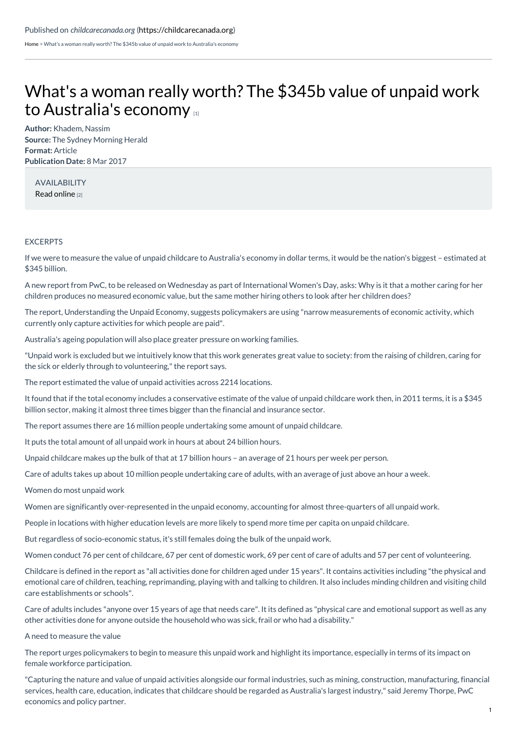Published on *childcarecanada.org* (https://childcarecanada.org)

Home > What's a woman really worth? The $345b value of unpaid work to Australia's economy

# What's a woman really worth? The $345b value of unpaid work to Australia's economy [1]

**Author:** Khadem, Nassim
**Source:** The Sydney Morning Herald
**Format:** Article
**Publication Date:** 8 Mar 2017

AVAILABILITY
Read online [2]

EXCERPTS

If we were to measure the value of unpaid childcare to Australia's economy in dollar terms, it would be the nation's biggest – estimated at $345 billion.

A new report from PwC, to be released on Wednesday as part of International Women's Day, asks: Why is it that a mother caring for her children produces no measured economic value, but the same mother hiring others to look after her children does?

The report, Understanding the Unpaid Economy, suggests policymakers are using "narrow measurements of economic activity, which currently only capture activities for which people are paid".

Australia's ageing population will also place greater pressure on working families.

"Unpaid work is excluded but we intuitively know that this work generates great value to society: from the raising of children, caring for the sick or elderly through to volunteering," the report says.

The report estimated the value of unpaid activities across 2214 locations.

It found that if the total economy includes a conservative estimate of the value of unpaid childcare work then, in 2011 terms, it is a $345 billion sector, making it almost three times bigger than the financial and insurance sector.

The report assumes there are 16 million people undertaking some amount of unpaid childcare.

It puts the total amount of all unpaid work in hours at about 24 billion hours.

Unpaid childcare makes up the bulk of that at 17 billion hours – an average of 21 hours per week per person.

Care of adults takes up about 10 million people undertaking care of adults, with an average of just above an hour a week.

Women do most unpaid work

Women are significantly over-represented in the unpaid economy, accounting for almost three-quarters of all unpaid work.

People in locations with higher education levels are more likely to spend more time per capita on unpaid childcare.

But regardless of socio-economic status, it's still females doing the bulk of the unpaid work.

Women conduct 76 per cent of childcare, 67 per cent of domestic work, 69 per cent of care of adults and 57 per cent of volunteering.

Childcare is defined in the report as "all activities done for children aged under 15 years". It contains activities including "the physical and emotional care of children, teaching, reprimanding, playing with and talking to children. It also includes minding children and visiting child care establishments or schools".

Care of adults includes "anyone over 15 years of age that needs care". It its defined as "physical care and emotional support as well as any other activities done for anyone outside the household who was sick, frail or who had a disability."

A need to measure the value

The report urges policymakers to begin to measure this unpaid work and highlight its importance, especially in terms of its impact on female workforce participation.

"Capturing the nature and value of unpaid activities alongside our formal industries, such as mining, construction, manufacturing, financial services, health care, education, indicates that childcare should be regarded as Australia's largest industry," said Jeremy Thorpe, PwC economics and policy partner.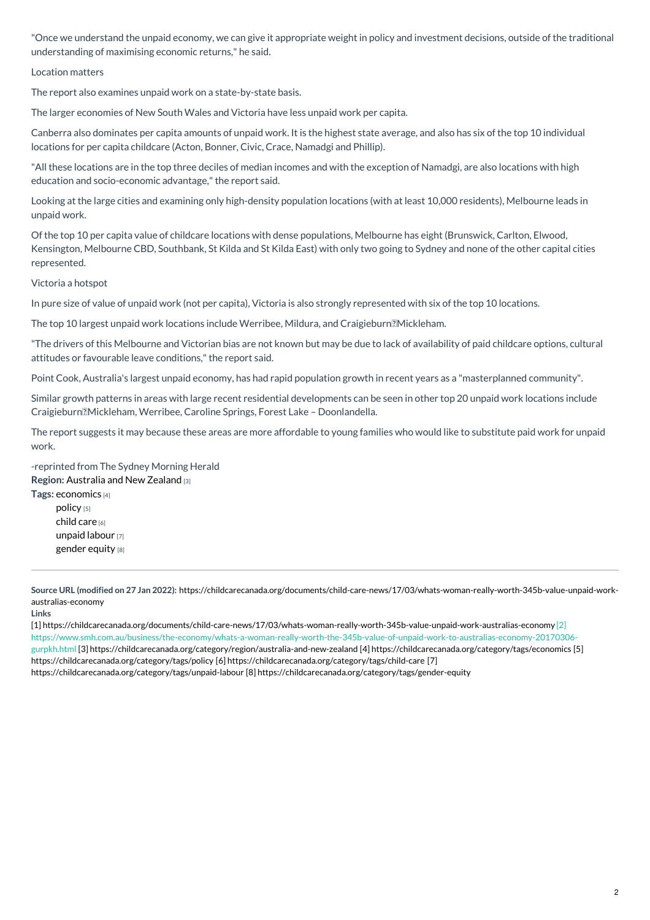"Once we understand the unpaid economy, we can give it appropriate weight in policy and investment decisions, outside of the traditional understanding of maximising economic returns," he said.

Location matters

The report also examines unpaid work on a state-by-state basis.

The larger economies of New South Wales and Victoria have less unpaid work per capita.

Canberra also dominates per capita amounts of unpaid work. It is the highest state average, and also has six of the top 10 individual locations for per capita childcare (Acton, Bonner, Civic, Crace, Namadgi and Phillip).

"All these locations are in the top three deciles of median incomes and with the exception of Namadgi, are also locations with high education and socio-economic advantage," the report said.

Looking at the large cities and examining only high-density population locations (with at least 10,000 residents), Melbourne leads in unpaid work.

Of the top 10 per capita value of childcare locations with dense populations, Melbourne has eight (Brunswick, Carlton, Elwood, Kensington, Melbourne CBD, Southbank, St Kilda and St Kilda East) with only two going to Sydney and none of the other capital cities represented.

Victoria a hotspot

In pure size of value of unpaid work (not per capita), Victoria is also strongly represented with six of the top 10 locations.

The top 10 largest unpaid work locations include Werribee, Mildura, and Craigieburn�Mickleham.

"The drivers of this Melbourne and Victorian bias are not known but may be due to lack of availability of paid childcare options, cultural attitudes or favourable leave conditions," the report said.

Point Cook, Australia's largest unpaid economy, has had rapid population growth in recent years as a "masterplanned community".

Similar growth patterns in areas with large recent residential developments can be seen in other top 20 unpaid work locations include Craigieburn�Mickleham, Werribee, Caroline Springs, Forest Lake – Doonlandella.

The report suggests it may because these areas are more affordable to young families who would like to substitute paid work for unpaid work.

-reprinted from The Sydney Morning Herald

**Region:** Australia and New Zealand [3]

**Tags:** economics [4]

policy [5]

child care [6]

unpaid labour [7]

gender equity [8]

---

**Source URL (modified on 27 Jan 2022):** https://childcarecanada.org/documents/child-care-news/17/03/whats-woman-really-worth-345b-value-unpaid-work-australias-economy

**Links**

[1] https://childcarecanada.org/documents/child-care-news/17/03/whats-woman-really-worth-345b-value-unpaid-work-australias-economy [2] https://www.smh.com.au/business/the-economy/whats-a-woman-really-worth-the-345b-value-of-unpaid-work-to-australias-economy-20170306-gurpkh.html [3] https://childcarecanada.org/category/region/australia-and-new-zealand [4] https://childcarecanada.org/category/tags/economics [5] https://childcarecanada.org/category/tags/policy [6] https://childcarecanada.org/category/tags/child-care [7] https://childcarecanada.org/category/tags/unpaid-labour [8] https://childcarecanada.org/category/tags/gender-equity